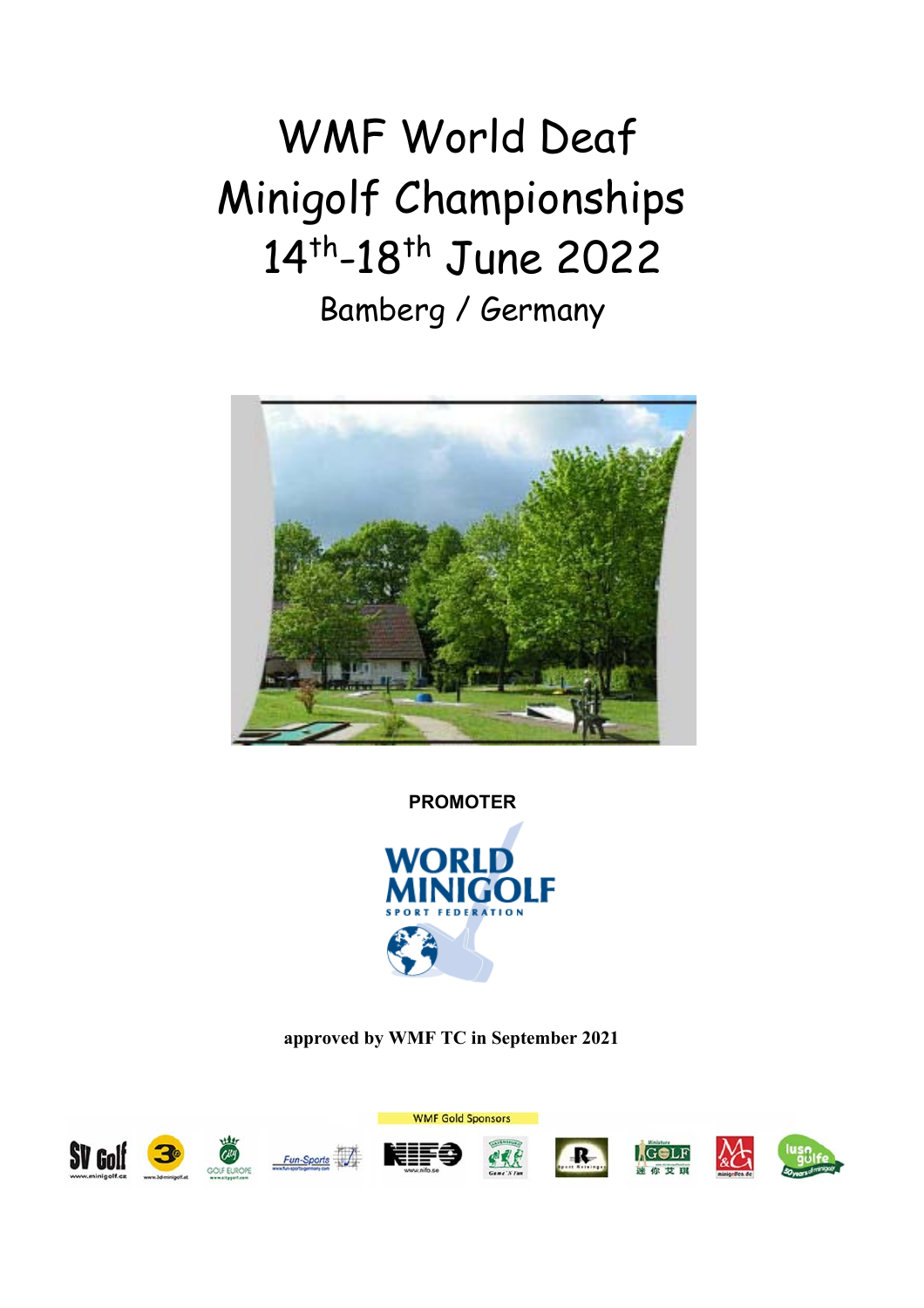# WMF World Deaf Minigolf Championships 14th-18th June 2022

## Bamberg / Germany

**PROMOTER**

WORLD MINIGOLF SPORT FEDERATION

**approved by WMF TC in September 2021**

WMF Gold Sponsors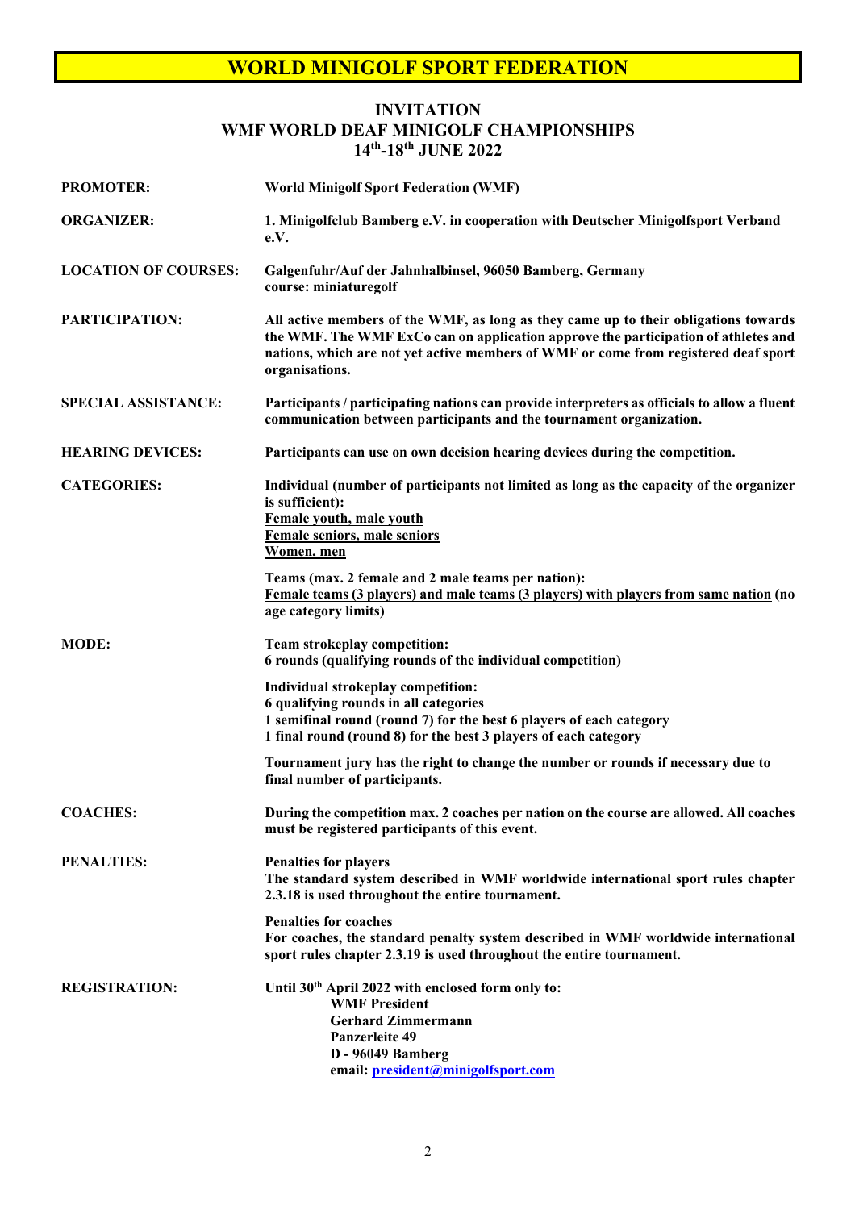# WORLD MINIGOLF SPORT FEDERATION

## INVITATION
## WMF WORLD DEAF MINIGOLF CHAMPIONSHIPS
## 14th-18th JUNE 2022

**PROMOTER:** **World Minigolf Sport Federation (WMF)**

**ORGANIZER:** **1. Minigolfclub Bamberg e.V. in cooperation with Deutscher Minigolfsport Verband e.V.**

**LOCATION OF COURSES:** **Galgenfuhr/Auf der Jahnhalbinsel, 96050 Bamberg, Germany**
**course: miniaturegolf**

**PARTICIPATION:** **All active members of the WMF, as long as they came up to their obligations towards the WMF. The WMF ExCo can on application approve the participation of athletes and nations, which are not yet active members of WMF or come from registered deaf sport organisations.**

**SPECIAL ASSISTANCE:** **Participants / participating nations can provide interpreters as officials to allow a fluent communication between participants and the tournament organization.**

**HEARING DEVICES:** **Participants can use on own decision hearing devices during the competition.**

**CATEGORIES:** **Individual (number of participants not limited as long as the capacity of the organizer is sufficient):**
**<u>Female youth, male youth</u>**
**<u>Female seniors, male seniors</u>**
**<u>Women, men</u>**

**Teams (max. 2 female and 2 male teams per nation):**
**<u>Female teams (3 players) and male teams (3 players) with players from same nation</u> (no age category limits)**

**MODE:** **Team strokeplay competition:**
**6 rounds (qualifying rounds of the individual competition)**

**Individual strokeplay competition:**
**6 qualifying rounds in all categories**
**1 semifinal round (round 7) for the best 6 players of each category**
**1 final round (round 8) for the best 3 players of each category**

**Tournament jury has the right to change the number or rounds if necessary due to final number of participants.**

**COACHES:** **During the competition max. 2 coaches per nation on the course are allowed. All coaches must be registered participants of this event.**

**PENALTIES:** **Penalties for players**
**The standard system described in WMF worldwide international sport rules chapter 2.3.18 is used throughout the entire tournament.**

**Penalties for coaches**
**For coaches, the standard penalty system described in WMF worldwide international sport rules chapter 2.3.19 is used throughout the entire tournament.**

**REGISTRATION:** **Until 30th April 2022 with enclosed form only to:**
**WMF President**
**Gerhard Zimmermann**
**Panzerleite 49**
**D - 96049 Bamberg**
**email: president@minigolfsport.com**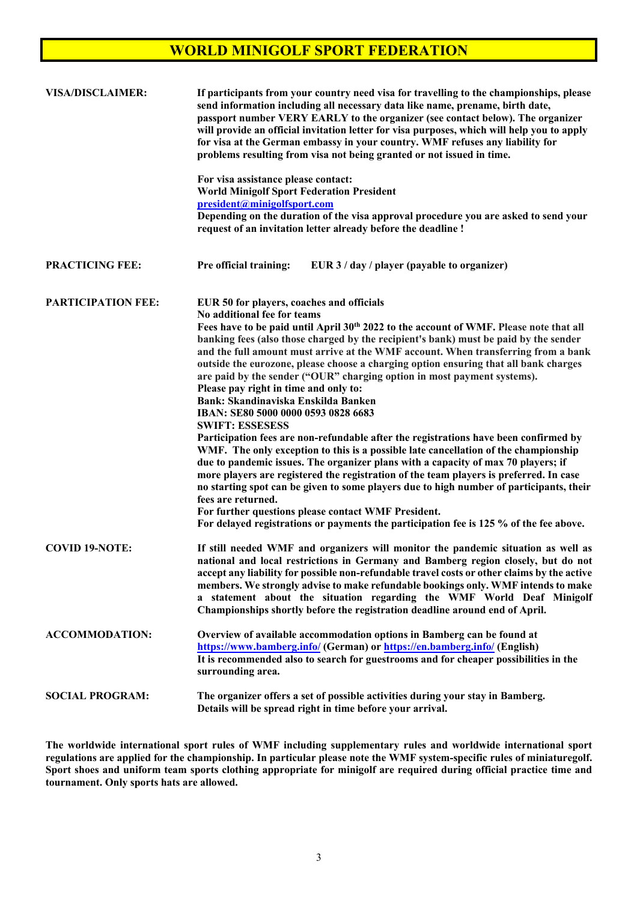# WORLD MINIGOLF SPORT FEDERATION

**VISA/DISCLAIMER:**

**If participants from your country need visa for travelling to the championships, please send information including all necessary data like name, prename, birth date, passport number VERY EARLY to the organizer (see contact below). The organizer will provide an official invitation letter for visa purposes, which will help you to apply for visa at the German embassy in your country. WMF refuses any liability for problems resulting from visa not being granted or not issued in time.**

**For visa assistance please contact:**
**World Minigolf Sport Federation President**
**president@minigolfsport.com**
**Depending on the duration of the visa approval procedure you are asked to send your request of an invitation letter already before the deadline !**

**PRACTICING FEE:**

**Pre official training: EUR 3 / day / player (payable to organizer)**

**PARTICIPATION FEE:**

**EUR 50 for players, coaches and officials**
**No additional fee for teams**
**Fees have to be paid until April 30th 2022 to the account of WMF. Please note that all banking fees (also those charged by the recipient's bank) must be paid by the sender and the full amount must arrive at the WMF account. When transferring from a bank outside the eurozone, please choose a charging option ensuring that all bank charges are paid by the sender ("OUR" charging option in most payment systems).**
**Please pay right in time and only to:**
**Bank: Skandinaviska Enskilda Banken**
**IBAN: SE80 5000 0000 0593 0828 6683**
**SWIFT: ESSESESS**
**Participation fees are non-refundable after the registrations have been confirmed by WMF. The only exception to this is a possible late cancellation of the championship due to pandemic issues. The organizer plans with a capacity of max 70 players; if more players are registered the registration of the team players is preferred. In case no starting spot can be given to some players due to high number of participants, their fees are returned.**
**For further questions please contact WMF President.**
**For delayed registrations or payments the participation fee is 125 % of the fee above.**

**COVID 19-NOTE:**

**If still needed WMF and organizers will monitor the pandemic situation as well as national and local restrictions in Germany and Bamberg region closely, but do not accept any liability for possible non-refundable travel costs or other claims by the active members. We strongly advise to make refundable bookings only. WMF intends to make a statement about the situation regarding the WMF World Deaf Minigolf Championships shortly before the registration deadline around end of April.**

**ACCOMMODATION:**

**Overview of available accommodation options in Bamberg can be found at https://www.bamberg.info/ (German) or https://en.bamberg.info/ (English)**
**It is recommended also to search for guestrooms and for cheaper possibilities in the surrounding area.**

**SOCIAL PROGRAM:**

**The organizer offers a set of possible activities during your stay in Bamberg. Details will be spread right in time before your arrival.**

**The worldwide international sport rules of WMF including supplementary rules and worldwide international sport regulations are applied for the championship. In particular please note the WMF system-specific rules of miniaturegolf. Sport shoes and uniform team sports clothing appropriate for minigolf are required during official practice time and tournament. Only sports hats are allowed.**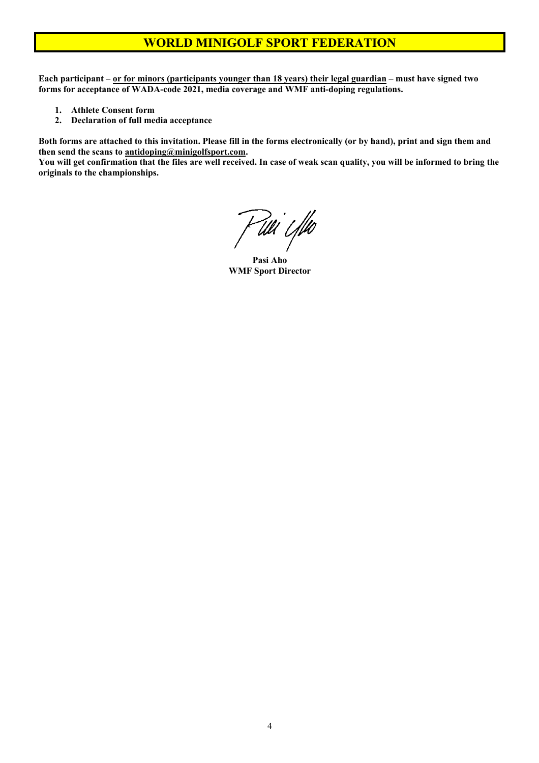# WORLD MINIGOLF SPORT FEDERATION

**Each participant – <u>or for minors (participants younger than 18 years) their legal guardian</u> – must have signed two forms for acceptance of WADA-code 2021, media coverage and WMF anti-doping regulations.**

1. **Athlete Consent form**
2. **Declaration of full media acceptance**

**Both forms are attached to this invitation. Please fill in the forms electronically (or by hand), print and sign them and then send the scans to <u>antidoping@minigolfsport.com</u>.**
**You will get confirmation that the files are well received. In case of weak scan quality, you will be informed to bring the originals to the championships.**

**Pasi Aho**
**WMF Sport Director**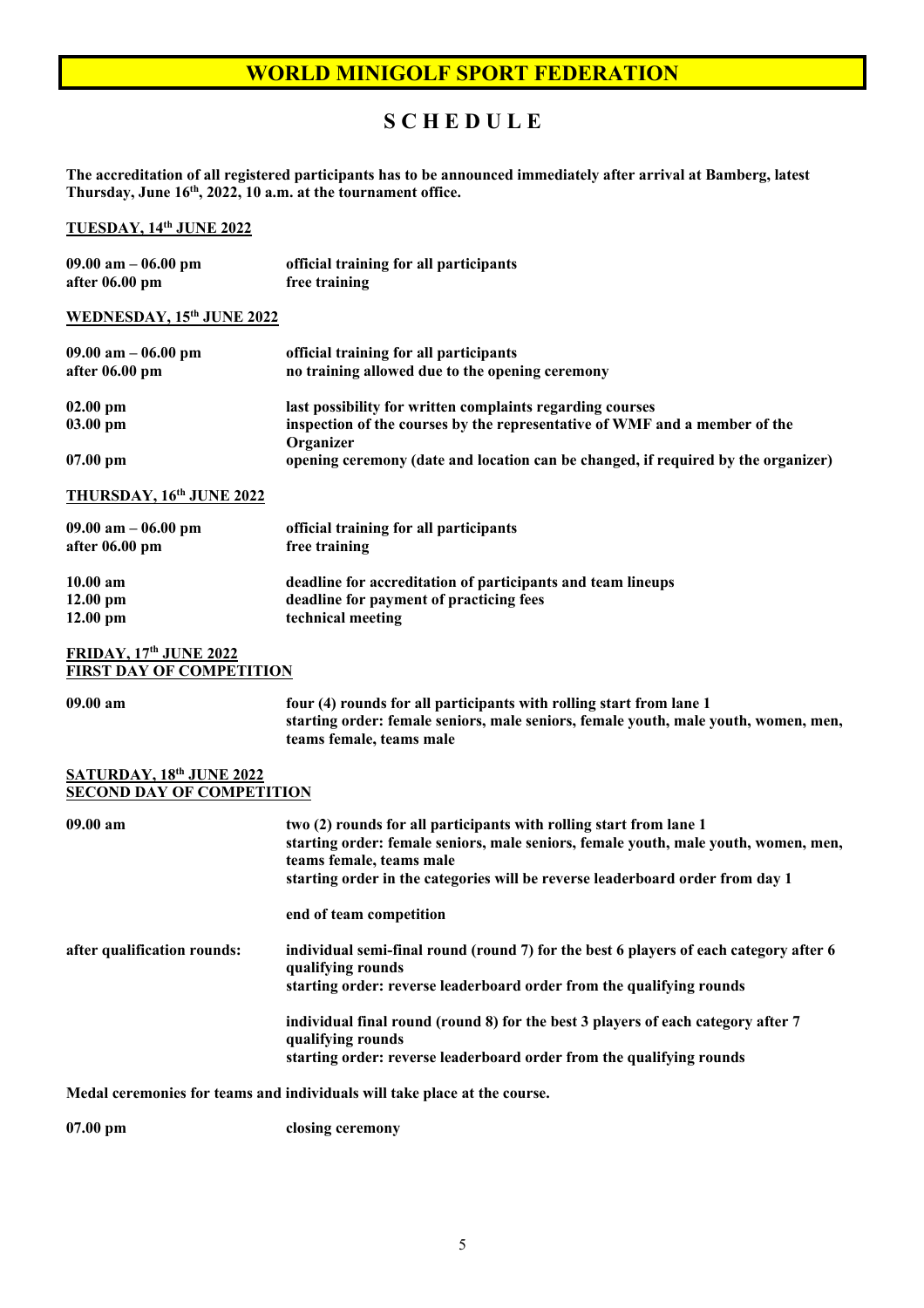# WORLD MINIGOLF SPORT FEDERATION

## S C H E D U L E

**The accreditation of all registered participants has to be announced immediately after arrival at Bamberg, latest Thursday, June 16th, 2022, 10 a.m. at the tournament office.**

### TUESDAY, 14th JUNE 2022

| | |
|---|---|
| **09.00 am – 06.00 pm** | **official training for all participants** |
| **after 06.00 pm** | **free training** |

### WEDNESDAY, 15th JUNE 2022

| | |
|---|---|
| **09.00 am – 06.00 pm** | **official training for all participants** |
| **after 06.00 pm** | **no training allowed due to the opening ceremony** |
| **02.00 pm** | **last possibility for written complaints regarding courses** |
| **03.00 pm** | **inspection of the courses by the representative of WMF and a member of the Organizer** |
| **07.00 pm** | **opening ceremony (date and location can be changed, if required by the organizer)** |

### THURSDAY, 16th JUNE 2022

| | |
|---|---|
| **09.00 am – 06.00 pm** | **official training for all participants** |
| **after 06.00 pm** | **free training** |
| **10.00 am** | **deadline for accreditation of participants and team lineups** |
| **12.00 pm** | **deadline for payment of practicing fees** |
| **12.00 pm** | **technical meeting** |

### FRIDAY, 17th JUNE 2022
### FIRST DAY OF COMPETITION

**09.00 am**

**four (4) rounds for all participants with rolling start from lane 1**
**starting order: female seniors, male seniors, female youth, male youth, women, men, teams female, teams male**

### SATURDAY, 18th JUNE 2022
### SECOND DAY OF COMPETITION

**09.00 am**

**two (2) rounds for all participants with rolling start from lane 1**
**starting order: female seniors, male seniors, female youth, male youth, women, men, teams female, teams male**
**starting order in the categories will be reverse leaderboard order from day 1**

**end of team competition**

**after qualification rounds:**

**individual semi-final round (round 7) for the best 6 players of each category after 6 qualifying rounds**
**starting order: reverse leaderboard order from the qualifying rounds**

**individual final round (round 8) for the best 3 players of each category after 7 qualifying rounds**
**starting order: reverse leaderboard order from the qualifying rounds**

**Medal ceremonies for teams and individuals will take place at the course.**

**07.00 pm** **closing ceremony**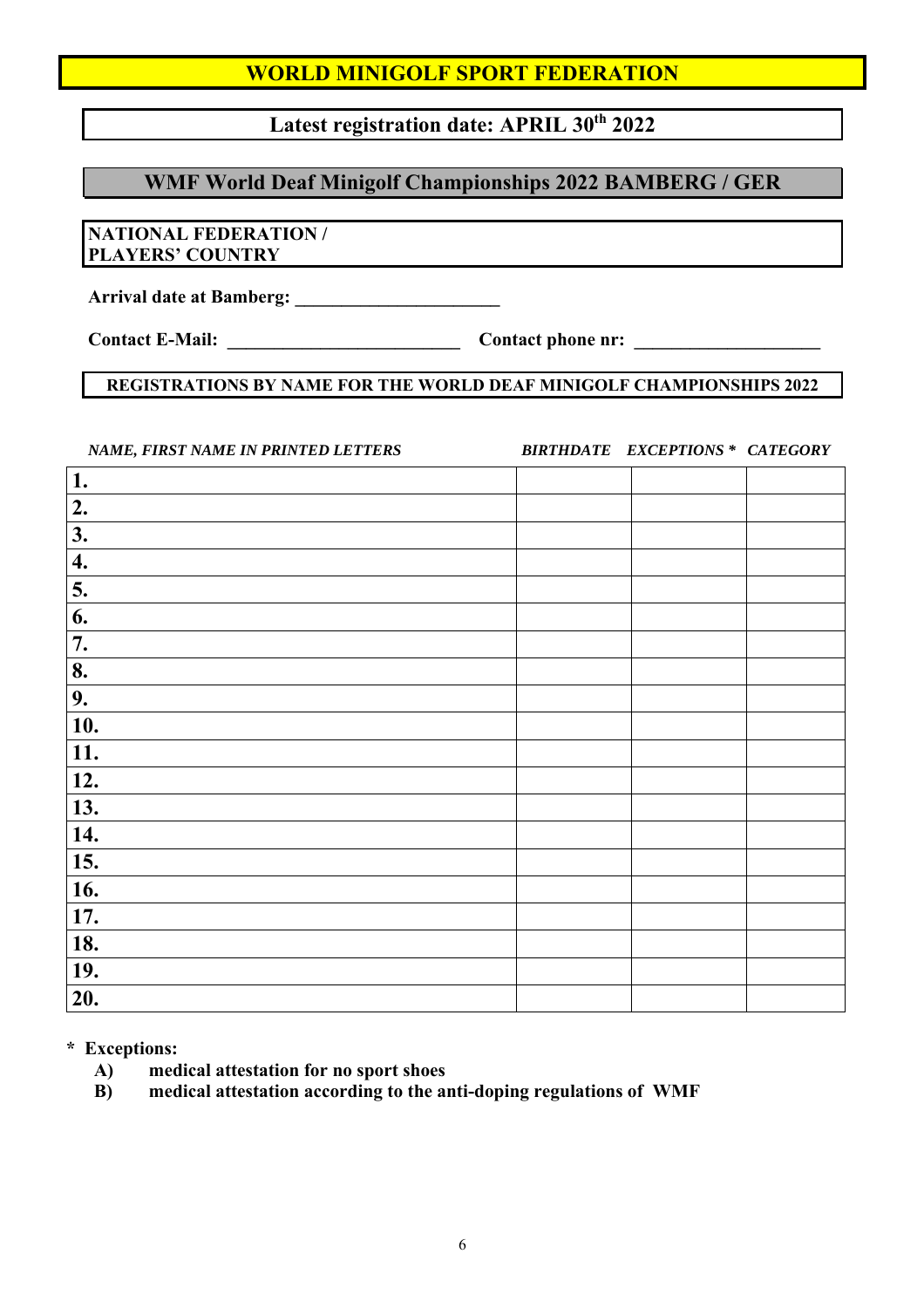# WORLD MINIGOLF SPORT FEDERATION

**Latest registration date: APRIL 30th 2022**

## WMF World Deaf Minigolf Championships 2022 BAMBERG / GER

**NATIONAL FEDERATION / PLAYERS' COUNTRY**

**Arrival date at Bamberg: ______________________**

**Contact E-Mail: _________________________** **Contact phone nr: ____________________**

**REGISTRATIONS BY NAME FOR THE WORLD DEAF MINIGOLF CHAMPIONSHIPS 2022**

| *NAME, FIRST NAME IN PRINTED LETTERS* | *BIRTHDATE* | *EXCEPTIONS ** | *CATEGORY* |
|---|---|---|---|
| **1.** | | | |
| **2.** | | | |
| **3.** | | | |
| **4.** | | | |
| **5.** | | | |
| **6.** | | | |
| **7.** | | | |
| **8.** | | | |
| **9.** | | | |
| **10.** | | | |
| **11.** | | | |
| **12.** | | | |
| **13.** | | | |
| **14.** | | | |
| **15.** | | | |
| **16.** | | | |
| **17.** | | | |
| **18.** | | | |
| **19.** | | | |
| **20.** | | | |

**\* Exceptions:**

**A) medical attestation for no sport shoes**
**B) medical attestation according to the anti-doping regulations of WMF**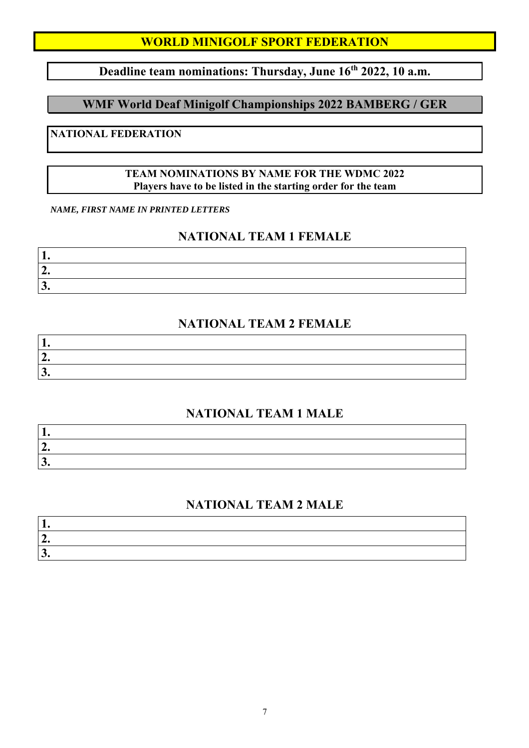# WORLD MINIGOLF SPORT FEDERATION

**Deadline team nominations: Thursday, June 16th 2022, 10 a.m.**

## WMF World Deaf Minigolf Championships 2022 BAMBERG / GER

**NATIONAL FEDERATION**

**TEAM NOMINATIONS BY NAME FOR THE WDMC 2022**
**Players have to be listed in the starting order for the team**

***NAME, FIRST NAME IN PRINTED LETTERS***

### NATIONAL TEAM 1 FEMALE

| |
|---|
| 1. |
| 2. |
| 3. |

### NATIONAL TEAM 2 FEMALE

| |
|---|
| 1. |
| 2. |
| 3. |

### NATIONAL TEAM 1 MALE

| |
|---|
| 1. |
| 2. |
| 3. |

### NATIONAL TEAM 2 MALE

| |
|---|
| 1. |
| 2. |
| 3. |